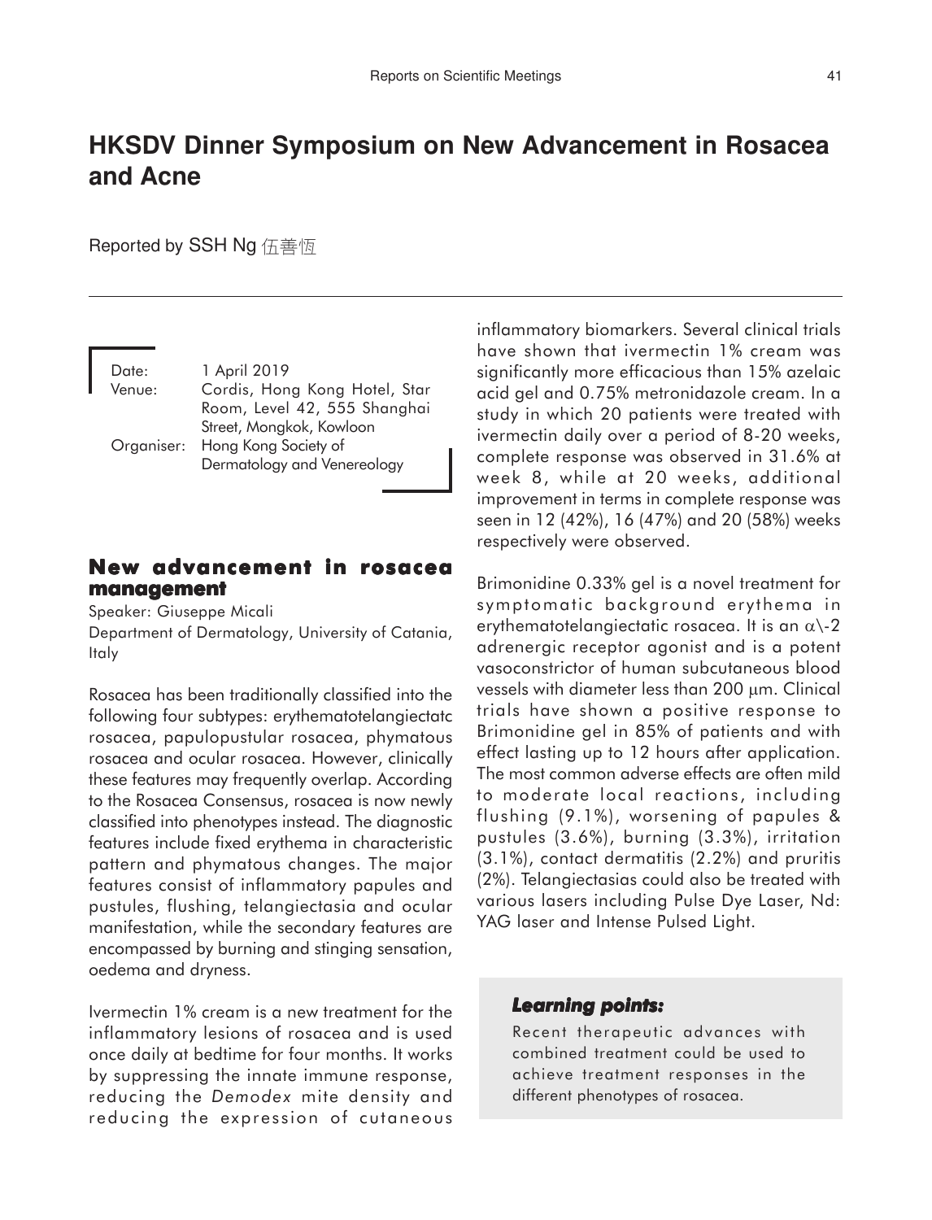# HKSDV Dinner Symposium on New Advancement in Rosacea and Acne

Reported by SSH Ng 伍善恆

Date: 1 April 2019
Venue: Cordis, Hong Kong Hotel, Star Room, Level 42, 555 Shanghai Street, Mongkok, Kowloon
Organiser: Hong Kong Society of Dermatology and Venereology

## New advancement in rosacea management

Speaker: Giuseppe Micali
Department of Dermatology, University of Catania, Italy

Rosacea has been traditionally classified into the following four subtypes: erythematotelangiectatc rosacea, papulopustular rosacea, phymatous rosacea and ocular rosacea. However, clinically these features may frequently overlap. According to the Rosacea Consensus, rosacea is now newly classified into phenotypes instead. The diagnostic features include fixed erythema in characteristic pattern and phymatous changes. The major features consist of inflammatory papules and pustules, flushing, telangiectasia and ocular manifestation, while the secondary features are encompassed by burning and stinging sensation, oedema and dryness.

Ivermectin 1% cream is a new treatment for the inflammatory lesions of rosacea and is used once daily at bedtime for four months. It works by suppressing the innate immune response, reducing the *Demodex* mite density and reducing the expression of cutaneous inflammatory biomarkers. Several clinical trials have shown that ivermectin 1% cream was significantly more efficacious than 15% azelaic acid gel and 0.75% metronidazole cream. In a study in which 20 patients were treated with ivermectin daily over a period of 8-20 weeks, complete response was observed in 31.6% at week 8, while at 20 weeks, additional improvement in terms in complete response was seen in 12 (42%), 16 (47%) and 20 (58%) weeks respectively were observed.

Brimonidine 0.33% gel is a novel treatment for symptomatic background erythema in erythematotelangiectatic rosacea. It is an $\alpha$\-2 adrenergic receptor agonist and is a potent vasoconstrictor of human subcutaneous blood vessels with diameter less than 200 $\mu$m. Clinical trials have shown a positive response to Brimonidine gel in 85% of patients and with effect lasting up to 12 hours after application. The most common adverse effects are often mild to moderate local reactions, including flushing (9.1%), worsening of papules & pustules (3.6%), burning (3.3%), irritation (3.1%), contact dermatitis (2.2%) and pruritis (2%). Telangiectasias could also be treated with various lasers including Pulse Dye Laser, Nd: YAG laser and Intense Pulsed Light.

### *Learning points:*

Recent therapeutic advances with combined treatment could be used to achieve treatment responses in the different phenotypes of rosacea.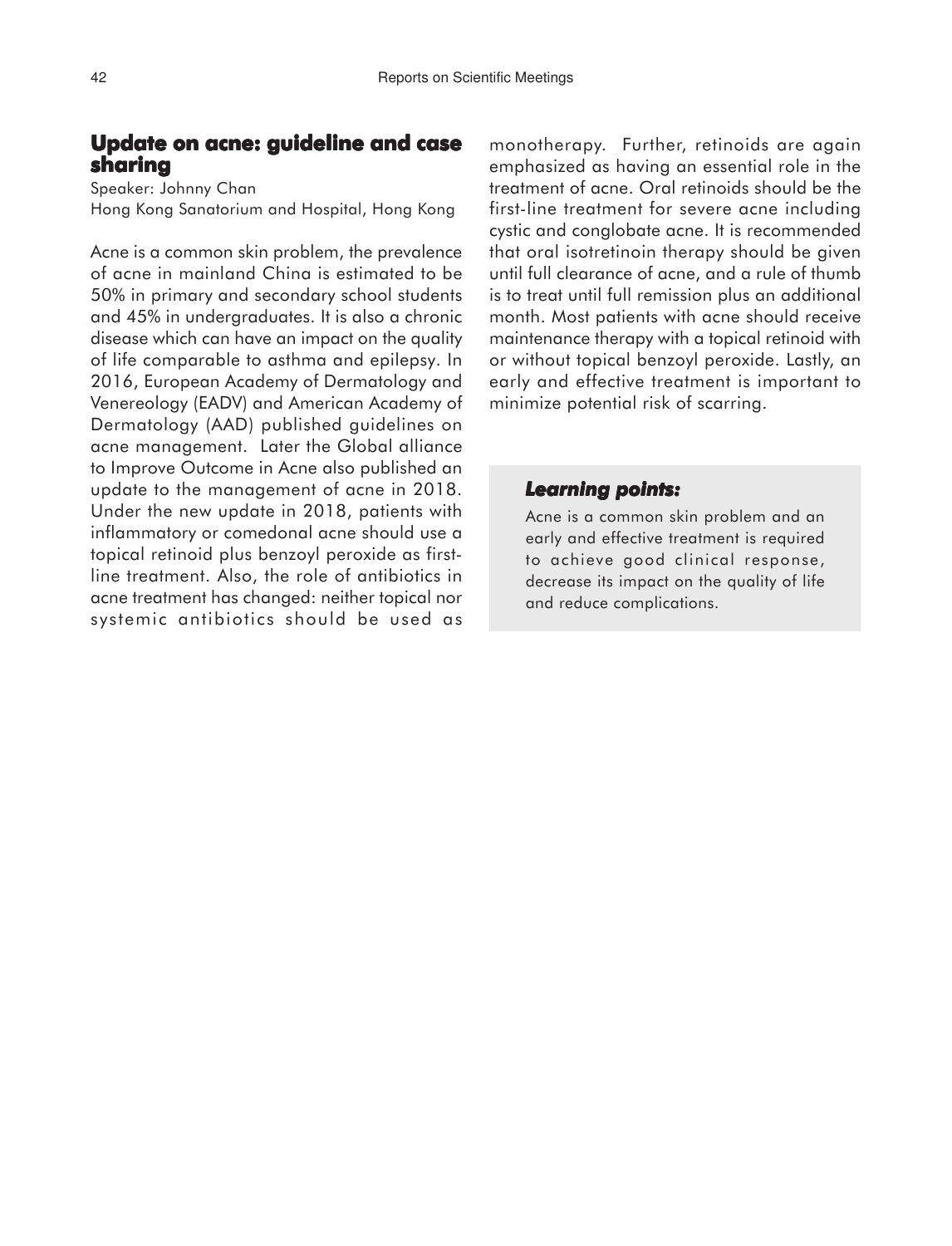## Update on acne: guideline and case sharing

Speaker: Johnny Chan

Hong Kong Sanatorium and Hospital, Hong Kong

Acne is a common skin problem, the prevalence of acne in mainland China is estimated to be 50% in primary and secondary school students and 45% in undergraduates. It is also a chronic disease which can have an impact on the quality of life comparable to asthma and epilepsy. In 2016, European Academy of Dermatology and Venereology (EADV) and American Academy of Dermatology (AAD) published guidelines on acne management. Later the Global alliance to Improve Outcome in Acne also published an update to the management of acne in 2018. Under the new update in 2018, patients with inflammatory or comedonal acne should use a topical retinoid plus benzoyl peroxide as first-line treatment. Also, the role of antibiotics in acne treatment has changed: neither topical nor systemic antibiotics should be used as monotherapy. Further, retinoids are again emphasized as having an essential role in the treatment of acne. Oral retinoids should be the first-line treatment for severe acne including cystic and conglobate acne. It is recommended that oral isotretinoin therapy should be given until full clearance of acne, and a rule of thumb is to treat until full remission plus an additional month. Most patients with acne should receive maintenance therapy with a topical retinoid with or without topical benzoyl peroxide. Lastly, an early and effective treatment is important to minimize potential risk of scarring.

### *Learning points:*

Acne is a common skin problem and an early and effective treatment is required to achieve good clinical response, decrease its impact on the quality of life and reduce complications.